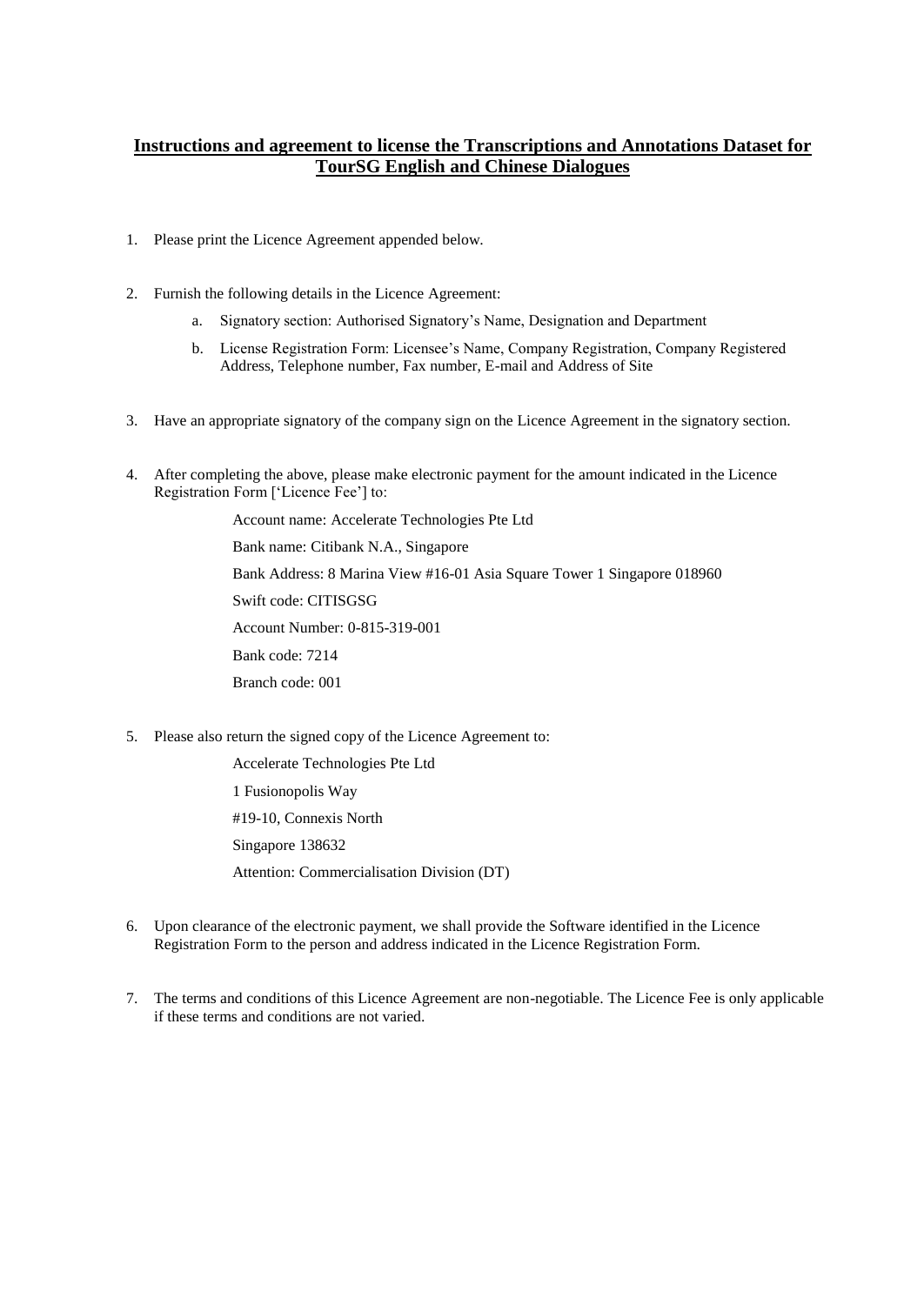# **Instructions and agreement to license the Transcriptions and Annotations Dataset for TourSG English and Chinese Dialogues**

1. Please print the Licence Agreement appended below.

2. Furnish the following details in the Licence Agreement:

   a. Signatory section: Authorised Signatory's Name, Designation and Department

   b. License Registration Form: Licensee's Name, Company Registration, Company Registered Address, Telephone number, Fax number, E-mail and Address of Site

3. Have an appropriate signatory of the company sign on the Licence Agreement in the signatory section.

4. After completing the above, please make electronic payment for the amount indicated in the Licence Registration Form ['Licence Fee'] to:

   Account name: Accelerate Technologies Pte Ltd

   Bank name: Citibank N.A., Singapore

   Bank Address: 8 Marina View #16-01 Asia Square Tower 1 Singapore 018960

   Swift code: CITISGSG

   Account Number: 0-815-319-001

   Bank code: 7214

   Branch code: 001

5. Please also return the signed copy of the Licence Agreement to:

   Accelerate Technologies Pte Ltd

   1 Fusionopolis Way

   #19-10, Connexis North

   Singapore 138632

   Attention: Commercialisation Division (DT)

6. Upon clearance of the electronic payment, we shall provide the Software identified in the Licence Registration Form to the person and address indicated in the Licence Registration Form.

7. The terms and conditions of this Licence Agreement are non-negotiable. The Licence Fee is only applicable if these terms and conditions are not varied.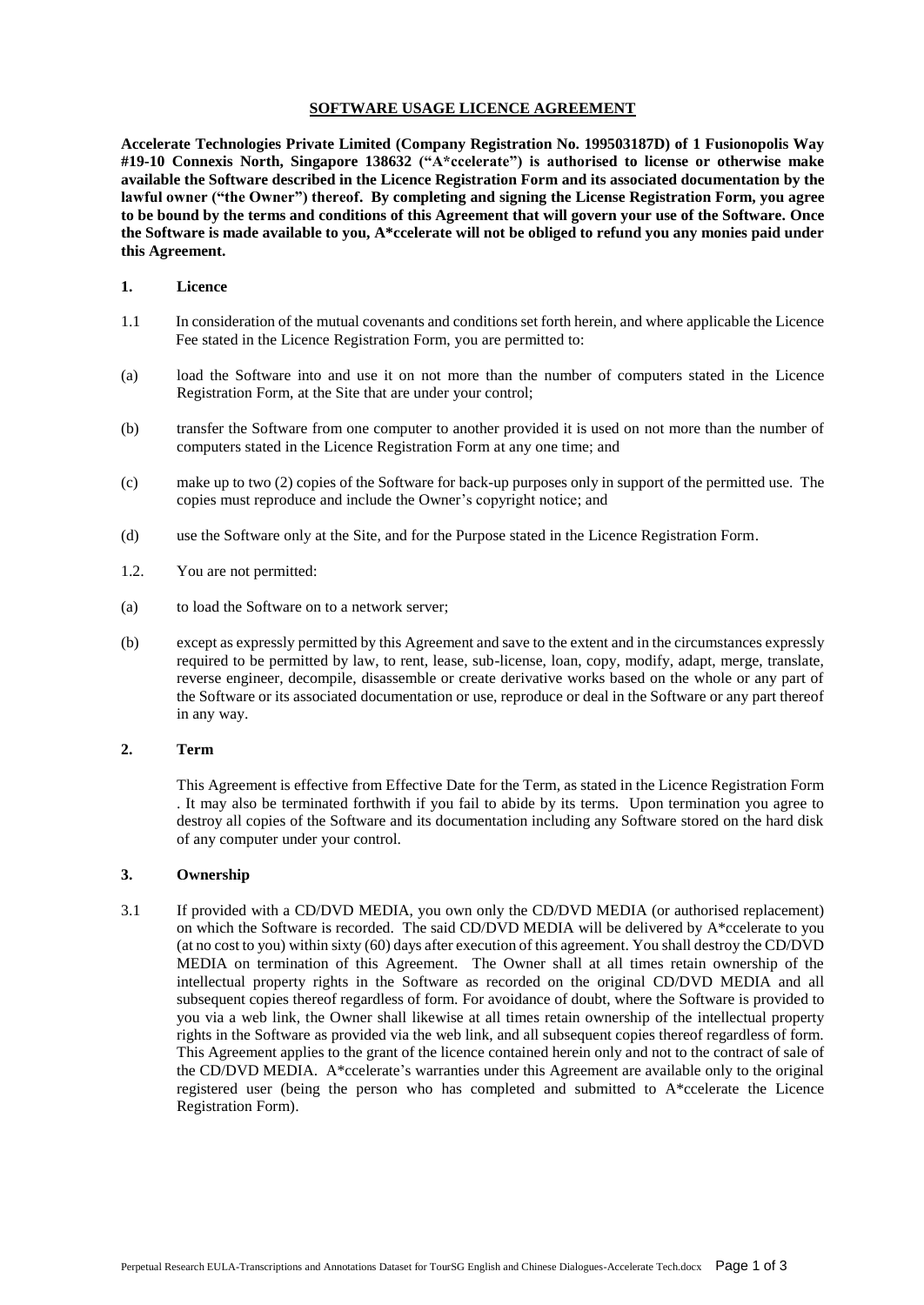**SOFTWARE USAGE LICENCE AGREEMENT**

**Accelerate Technologies Private Limited (Company Registration No. 199503187D) of 1 Fusionopolis Way #19-10 Connexis North, Singapore 138632 ("A*ccelerate") is authorised to license or otherwise make available the Software described in the Licence Registration Form and its associated documentation by the lawful owner ("the Owner") thereof. By completing and signing the License Registration Form, you agree to be bound by the terms and conditions of this Agreement that will govern your use of the Software. Once the Software is made available to you, A*ccelerate will not be obliged to refund you any monies paid under this Agreement.**

**1. Licence**

1.1 In consideration of the mutual covenants and conditions set forth herein, and where applicable the Licence Fee stated in the Licence Registration Form, you are permitted to:

(a) load the Software into and use it on not more than the number of computers stated in the Licence Registration Form, at the Site that are under your control;

(b) transfer the Software from one computer to another provided it is used on not more than the number of computers stated in the Licence Registration Form at any one time; and

(c) make up to two (2) copies of the Software for back-up purposes only in support of the permitted use. The copies must reproduce and include the Owner's copyright notice; and

(d) use the Software only at the Site, and for the Purpose stated in the Licence Registration Form.

1.2. You are not permitted:

(a) to load the Software on to a network server;

(b) except as expressly permitted by this Agreement and save to the extent and in the circumstances expressly required to be permitted by law, to rent, lease, sub-license, loan, copy, modify, adapt, merge, translate, reverse engineer, decompile, disassemble or create derivative works based on the whole or any part of the Software or its associated documentation or use, reproduce or deal in the Software or any part thereof in any way.

**2. Term**

This Agreement is effective from Effective Date for the Term, as stated in the Licence Registration Form . It may also be terminated forthwith if you fail to abide by its terms. Upon termination you agree to destroy all copies of the Software and its documentation including any Software stored on the hard disk of any computer under your control.

**3. Ownership**

3.1 If provided with a CD/DVD MEDIA, you own only the CD/DVD MEDIA (or authorised replacement) on which the Software is recorded. The said CD/DVD MEDIA will be delivered by A*ccelerate to you (at no cost to you) within sixty (60) days after execution of this agreement. You shall destroy the CD/DVD MEDIA on termination of this Agreement. The Owner shall at all times retain ownership of the intellectual property rights in the Software as recorded on the original CD/DVD MEDIA and all subsequent copies thereof regardless of form. For avoidance of doubt, where the Software is provided to you via a web link, the Owner shall likewise at all times retain ownership of the intellectual property rights in the Software as provided via the web link, and all subsequent copies thereof regardless of form. This Agreement applies to the grant of the licence contained herein only and not to the contract of sale of the CD/DVD MEDIA. A*ccelerate's warranties under this Agreement are available only to the original registered user (being the person who has completed and submitted to A*ccelerate the Licence Registration Form).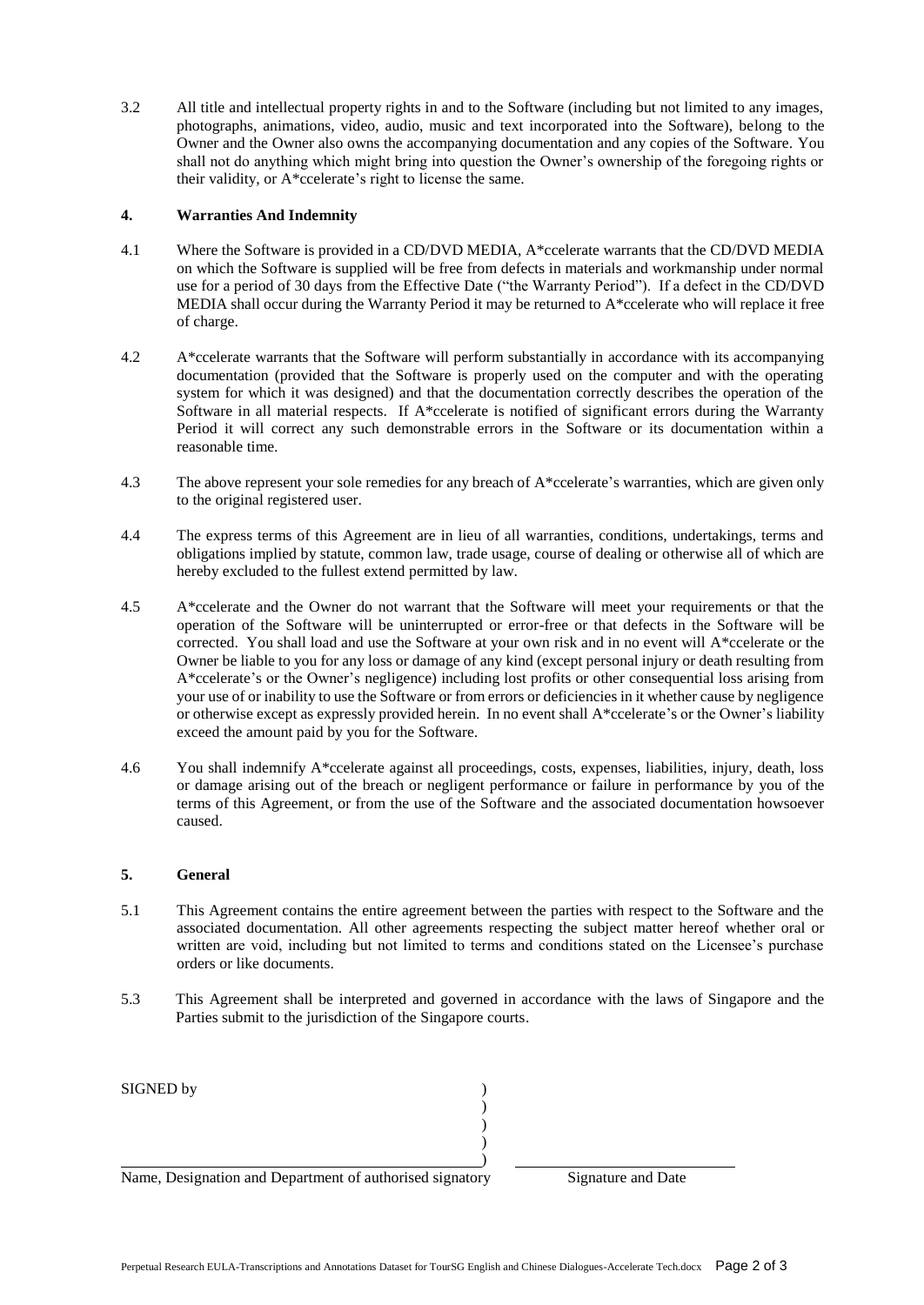3.2 All title and intellectual property rights in and to the Software (including but not limited to any images, photographs, animations, video, audio, music and text incorporated into the Software), belong to the Owner and the Owner also owns the accompanying documentation and any copies of the Software. You shall not do anything which might bring into question the Owner's ownership of the foregoing rights or their validity, or A*ccelerate's right to license the same.

**4. Warranties And Indemnity**

4.1 Where the Software is provided in a CD/DVD MEDIA, A*ccelerate warrants that the CD/DVD MEDIA on which the Software is supplied will be free from defects in materials and workmanship under normal use for a period of 30 days from the Effective Date ("the Warranty Period"). If a defect in the CD/DVD MEDIA shall occur during the Warranty Period it may be returned to A*ccelerate who will replace it free of charge.

4.2 A*ccelerate warrants that the Software will perform substantially in accordance with its accompanying documentation (provided that the Software is properly used on the computer and with the operating system for which it was designed) and that the documentation correctly describes the operation of the Software in all material respects. If A*ccelerate is notified of significant errors during the Warranty Period it will correct any such demonstrable errors in the Software or its documentation within a reasonable time.

4.3 The above represent your sole remedies for any breach of A*ccelerate's warranties, which are given only to the original registered user.

4.4 The express terms of this Agreement are in lieu of all warranties, conditions, undertakings, terms and obligations implied by statute, common law, trade usage, course of dealing or otherwise all of which are hereby excluded to the fullest extend permitted by law.

4.5 A*ccelerate and the Owner do not warrant that the Software will meet your requirements or that the operation of the Software will be uninterrupted or error-free or that defects in the Software will be corrected. You shall load and use the Software at your own risk and in no event will A*ccelerate or the Owner be liable to you for any loss or damage of any kind (except personal injury or death resulting from A*ccelerate's or the Owner's negligence) including lost profits or other consequential loss arising from your use of or inability to use the Software or from errors or deficiencies in it whether cause by negligence or otherwise except as expressly provided herein. In no event shall A*ccelerate's or the Owner's liability exceed the amount paid by you for the Software.

4.6 You shall indemnify A*ccelerate against all proceedings, costs, expenses, liabilities, injury, death, loss or damage arising out of the breach or negligent performance or failure in performance by you of the terms of this Agreement, or from the use of the Software and the associated documentation howsoever caused.

**5. General**

5.1 This Agreement contains the entire agreement between the parties with respect to the Software and the associated documentation. All other agreements respecting the subject matter hereof whether oral or written are void, including but not limited to terms and conditions stated on the Licensee's purchase orders or like documents.

5.3 This Agreement shall be interpreted and governed in accordance with the laws of Singapore and the Parties submit to the jurisdiction of the Singapore courts.

SIGNED by )
)
)
)
)

Name, Designation and Department of authorised signatory　　　Signature and Date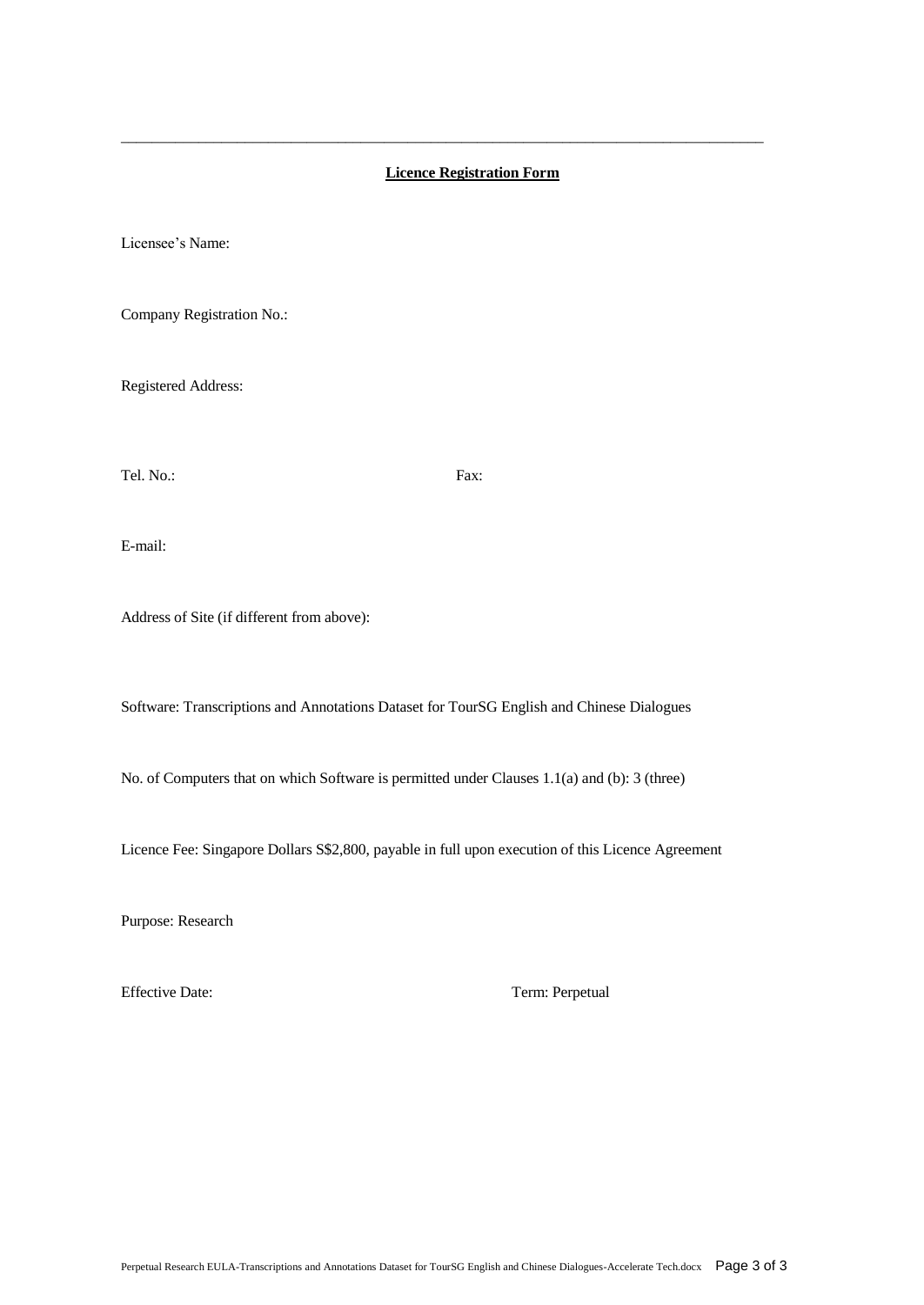---

**Licence Registration Form**

Licensee's Name:

Company Registration No.:

Registered Address:

Tel. No.: Fax:

E-mail:

Address of Site (if different from above):

Software: Transcriptions and Annotations Dataset for TourSG English and Chinese Dialogues

No. of Computers that on which Software is permitted under Clauses 1.1(a) and (b): 3 (three)

Licence Fee: Singapore Dollars S$2,800, payable in full upon execution of this Licence Agreement

Purpose: Research

Effective Date: Term: Perpetual